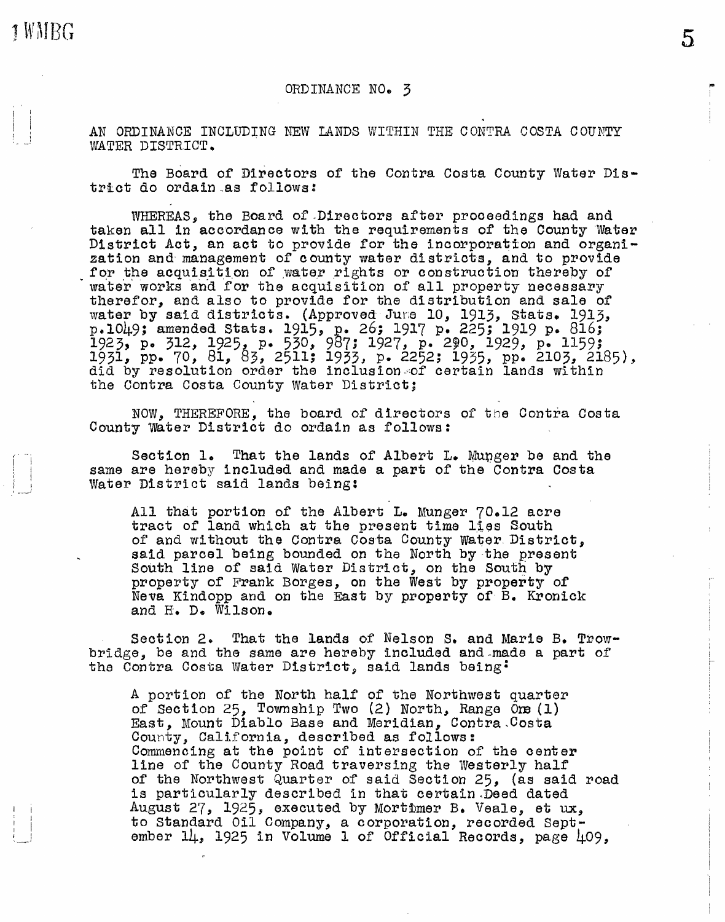# ORDINANCE NO. 3

AN ORDINANCE INCLUDING NEW LANDS WITHIN THE CONTRA COSTA COUNTY WATER DISTRICT.

The Board of Directors of the Contra Costa County Water District do ordain as follows:

WHEREAS, the Board of Directors after proceedings had and taken all in accordance with the requirements of the County Water District Act, an act to provide for the incorporation and organization and management of county water districts, and to provide for the acquisition of water rights or construction thereby of water works and for the acquisition of all property necessary therefor, and also to provide for the distribution and sale of water by said districts. (Approved June 10, 1913, Stats. 1913, p.1049; amended Stats. 1915, p. 26; 1917 p. 225; 1919 p. 816; 1923, p. 312, 1925, p. 530, 987; 1927, p. 290, 1929, p. 1159; 1931, pp. 70, 81, 83, 2511; 1933, p. 2252; 1935, pp. 2103, 2185), did by resolution order the inclusion of certain lands within the Contra Costa County Water District;

NOW, THEREFORE, the board of directors of the Contra Costa County Water District do ordain as follows:

Section 1. That the lands of Albert L. Munger be and the same are hereby included and made a part of the Contra Costa Water District said lands being:

> All that portion of the Albert L. Munger 70.12 acre tract of land which at the present time lies South of and without the Contra Costa County Water District, said parcel being bounded on the North by the present South line of said Water District, on the South by property of Frank Borges, on the West by property of Neva Kindopp and on the East by property of B. Kronick and H. D. Wilson.

Section 2. That the lands of Nelson S. and Marie B. Trowbridge, be and the same are hereby included and made a part of the Contra Costa Water District, said lands being:

> A portion of the North half of the Northwest quarter of Section 25, Township Two (2) North, Range One (1) East, Mount Diablo Base and Meridian, Contra Costa County, California, described as follows:
> Commencing at the point of intersection of the center line of the County Road traversing the Westerly half of the Northwest Quarter of said Section 25, (as said road is particularly described in that certain Deed dated August 27, 1925, executed by Mortimer B. Veale, et ux, to Standard Oil Company, a corporation, recorded September 14, 1925 in Volume 1 of Official Records, page 409,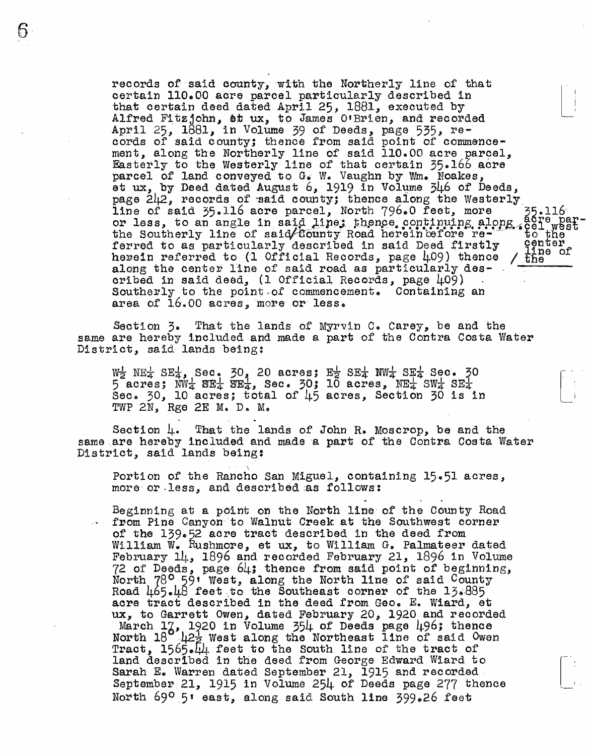records of said county, with the Northerly line of that certain 110.00 acre parcel particularly described in that certain deed dated April 25, 1881, executed by Alfred Fitzjohn, et ux, to James O'Brien, and recorded April 25, 1881, in Volume 39 of Deeds, page 535, records of said county; thence from said point of commencement, along the Northerly line of said 110.00 acre parcel, Easterly to the Westerly line of that certain 35.166 acre parcel of land conveyed to G. W. Vaughn by Wm. Noakes, et ux, by Deed dated August 6, 1919 in Volume 346 of Deeds, page 242, records of said county; thence along the Westerly line of said 35.116 acre parcel, North 796.0 feet, more or less, to an angle in said line; thence continuing along the Southerly line of said County Road hereinbefore referred to as particularly described in said Deed firstly herein referred to (1 Official Records, page 409) thence along the center line of said road as particularly described in said deed, (1 Official Records, page 409) Southerly to the point of commencement. Containing an area of 16.00 acres, more or less.

35.116 acre parcel west to the center line of the

Section 3. That the lands of Myrvin C. Carey, be and the same are hereby included and made a part of the Contra Costa Water District, said lands being:

$W\frac{1}{2}$ $NE\frac{1}{4}$ $SE\frac{1}{4}$, Sec. 30, 20 acres; $E\frac{1}{2}$ $SE\frac{1}{4}$ $NW\frac{1}{4}$ $SE\frac{1}{4}$ Sec. 30 5 acres; $NW\frac{1}{4}$ $SE\frac{1}{4}$ $SE\frac{1}{4}$, Sec. 30; 10 acres, $NE\frac{1}{4}$ $SW\frac{1}{4}$ $SE\frac{1}{4}$ Sec. 30, 10 acres; total of 45 acres, Section 30 is in TWP 2N, Rge 2E M. D. M.

Section 4. That the lands of John R. Moscrop, be and the same are hereby included and made a part of the Contra Costa Water District, said lands being:

Portion of the Rancho San Miguel, containing 15.51 acres, more or less, and described as follows:

Beginning at a point on the North line of the County Road from Pine Canyon to Walnut Creek at the Southwest corner of the 139.52 acre tract described in the deed from William W. Rushmore, et ux, to William G. Palmateer dated February 14, 1896 and recorded February 21, 1896 in Volume 72 of Deeds, page 64; thence from said point of beginning, North 78° 59' West, along the North line of said County Road 465.48 feet to the Southeast corner of the 13.885 acre tract described in the deed from Geo. E. Wiard, et ux, to Garrett Owen, dated February 20, 1920 and recorded March 17, 1920 in Volume 354 of Deeds page 496; thence North 18° 42½ West along the Northeast line of said Owen Tract, 1565.44 feet to the South line of the tract of land described in the deed from George Edward Wiard to Sarah E. Warren dated September 21, 1915 and recorded September 21, 1915 in Volume 254 of Deeds page 277 thence North 69° 5' east, along said South line 399.26 feet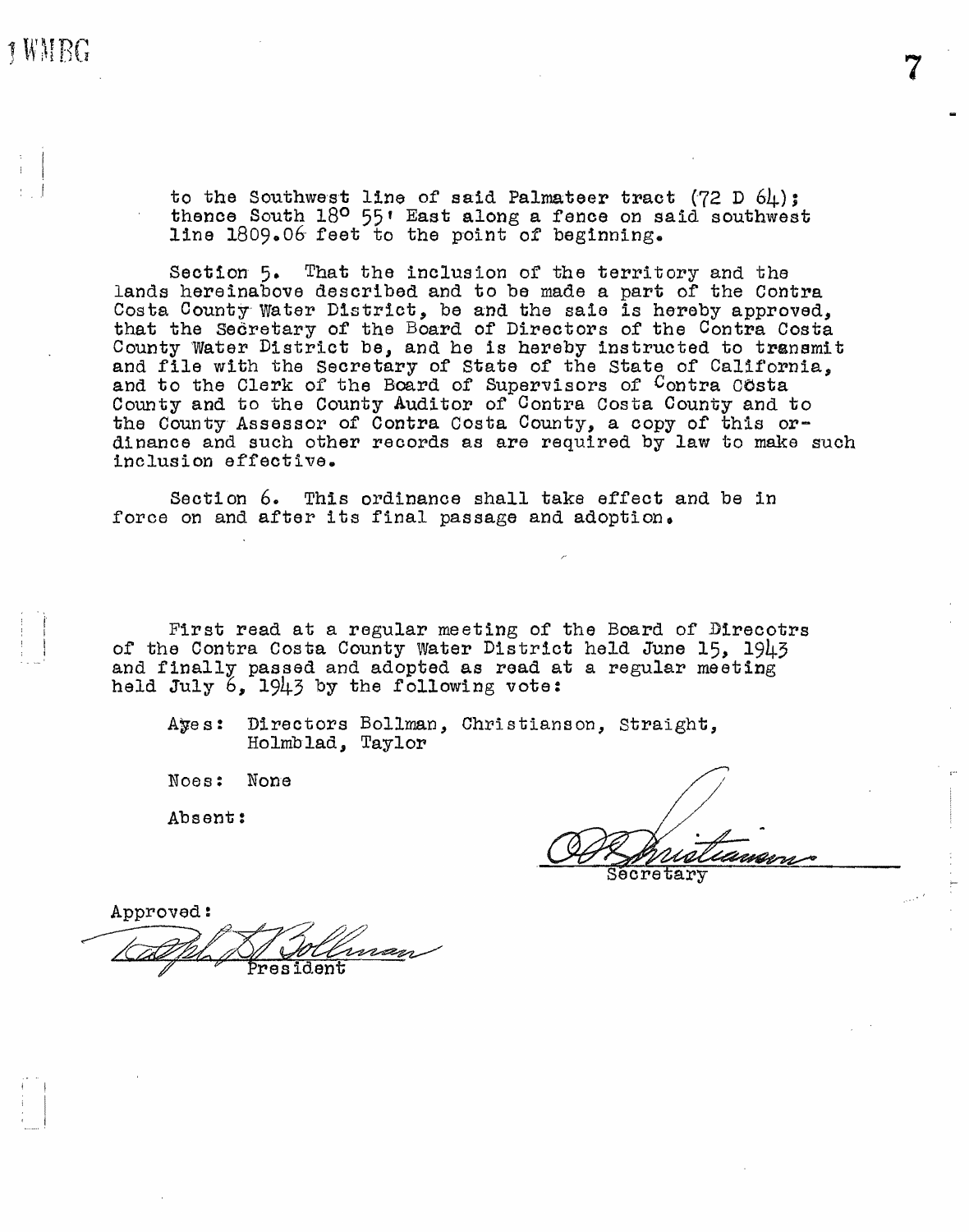to the Southwest line of said Palmateer tract (72 D 64); thence South 18° 55' East along a fence on said southwest line 1809.06 feet to the point of beginning.

Section 5. That the inclusion of the territory and the lands hereinabove described and to be made a part of the Contra Costa County Water District, be and the saie is hereby approved, that the Secretary of the Board of Directors of the Contra Costa County Water District be, and he is hereby instructed to transmit and file with the Secretary of State of the State of California, and to the Clerk of the Board of Supervisors of Contra Cösta County and to the County Auditor of Contra Costa County and to the County Assessor of Contra Costa County, a copy of this ordinance and such other records as are required by law to make such inclusion effective.

Section 6. This ordinance shall take effect and be in force on and after its final passage and adoption.

First read at a regular meeting of the Board of Direcotrs of the Contra Costa County Water District held June 15, 1943 and finally passed and adopted as read at a regular meeting held July 6, 1943 by the following vote:

Ayes: Directors Bollman, Christianson, Straight, Holmblad, Taylor

Noes: None

Absent:

Secretary

Approved:

President